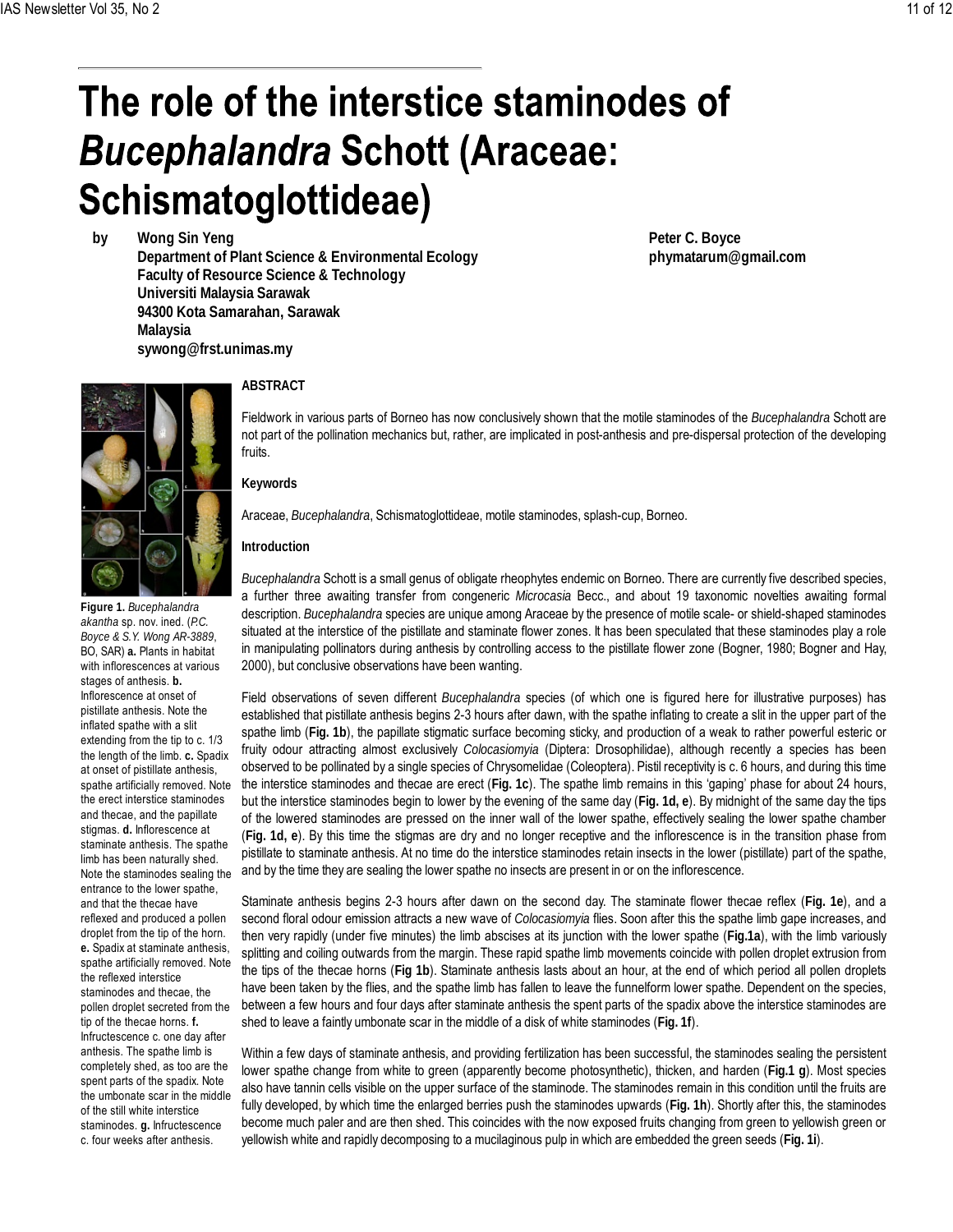# The role of the interstice staminodes of *Bucephalandra* Schott (Araceae: Schismatoglottideae)

**by** **Wong Sin Yeng**
**Department of Plant Science & Environmental Ecology**
**Faculty of Resource Science & Technology**
**Universiti Malaysia Sarawak**
**94300 Kota Samarahan, Sarawak**
**Malaysia**
**sywong@frst.unimas.my**

**Peter C. Boyce**
**phymatarum@gmail.com**

**Figure 1.** *Bucephalandra akantha* sp. nov. ined. (*P.C. Boyce & S.Y. Wong AR-3889*, BO, SAR) **a.** Plants in habitat with inflorescences at various stages of anthesis. **b.** Inflorescence at onset of pistillate anthesis. Note the inflated spathe with a slit extending from the tip to c. 1/3 the length of the limb. **c.** Spadix at onset of pistillate anthesis, spathe artificially removed. Note the erect interstice staminodes and thecae, and the papillate stigmas. **d.** Inflorescence at staminate anthesis. The spathe limb has been naturally shed. Note the staminodes sealing the entrance to the lower spathe, and that the thecae have reflexed and produced a pollen droplet from the tip of the horn. **e.** Spadix at staminate anthesis, spathe artificially removed. Note the reflexed interstice staminodes and thecae, the pollen droplet secreted from the tip of the thecae horns. **f.** Infructescence c. one day after anthesis. The spathe limb is completely shed, as too are the spent parts of the spadix. Note the umbonate scar in the middle of the still white interstice staminodes. **g.** Infructescence c. four weeks after anthesis.

## ABSTRACT

Fieldwork in various parts of Borneo has now conclusively shown that the motile staminodes of the *Bucephalandra* Schott are not part of the pollination mechanics but, rather, are implicated in post-anthesis and pre-dispersal protection of the developing fruits.

## Keywords

Araceae, *Bucephalandra*, Schismatoglottideae, motile staminodes, splash-cup, Borneo.

## Introduction

*Bucephalandra* Schott is a small genus of obligate rheophytes endemic on Borneo. There are currently five described species, a further three awaiting transfer from congeneric *Microcasia* Becc., and about 19 taxonomic novelties awaiting formal description. *Bucephalandra* species are unique among Araceae by the presence of motile scale- or shield-shaped staminodes situated at the interstice of the pistillate and staminate flower zones. It has been speculated that these staminodes play a role in manipulating pollinators during anthesis by controlling access to the pistillate flower zone (Bogner, 1980; Bogner and Hay, 2000), but conclusive observations have been wanting.

Field observations of seven different *Bucephalandra* species (of which one is figured here for illustrative purposes) has established that pistillate anthesis begins 2-3 hours after dawn, with the spathe inflating to create a slit in the upper part of the spathe limb (**Fig. 1b**), the papillate stigmatic surface becoming sticky, and production of a weak to rather powerful esteric or fruity odour attracting almost exclusively *Colocasiomyia* (Diptera: Drosophilidae), although recently a species has been observed to be pollinated by a single species of Chrysomelidae (Coleoptera). Pistil receptivity is c. 6 hours, and during this time the interstice staminodes and thecae are erect (**Fig. 1c**). The spathe limb remains in this 'gaping' phase for about 24 hours, but the interstice staminodes begin to lower by the evening of the same day (**Fig. 1d, e**). By midnight of the same day the tips of the lowered staminodes are pressed on the inner wall of the lower spathe, effectively sealing the lower spathe chamber (**Fig. 1d, e**). By this time the stigmas are dry and no longer receptive and the inflorescence is in the transition phase from pistillate to staminate anthesis. At no time do the interstice staminodes retain insects in the lower (pistillate) part of the spathe, and by the time they are sealing the lower spathe no insects are present in or on the inflorescence.

Staminate anthesis begins 2-3 hours after dawn on the second day. The staminate flower thecae reflex (**Fig. 1e**), and a second floral odour emission attracts a new wave of *Colocasiomyia* flies. Soon after this the spathe limb gape increases, and then very rapidly (under five minutes) the limb abscises at its junction with the lower spathe (**Fig.1a**), with the limb variously splitting and coiling outwards from the margin. These rapid spathe limb movements coincide with pollen droplet extrusion from the tips of the thecae horns (**Fig 1b**). Staminate anthesis lasts about an hour, at the end of which period all pollen droplets have been taken by the flies, and the spathe limb has fallen to leave the funnelform lower spathe. Dependent on the species, between a few hours and four days after staminate anthesis the spent parts of the spadix above the interstice staminodes are shed to leave a faintly umbonate scar in the middle of a disk of white staminodes (**Fig. 1f**).

Within a few days of staminate anthesis, and providing fertilization has been successful, the staminodes sealing the persistent lower spathe change from white to green (apparently become photosynthetic), thicken, and harden (**Fig.1 g**). Most species also have tannin cells visible on the upper surface of the staminode. The staminodes remain in this condition until the fruits are fully developed, by which time the enlarged berries push the staminodes upwards (**Fig. 1h**). Shortly after this, the staminodes become much paler and are then shed. This coincides with the now exposed fruits changing from green to yellowish green or yellowish white and rapidly decomposing to a mucilaginous pulp in which are embedded the green seeds (**Fig. 1i**).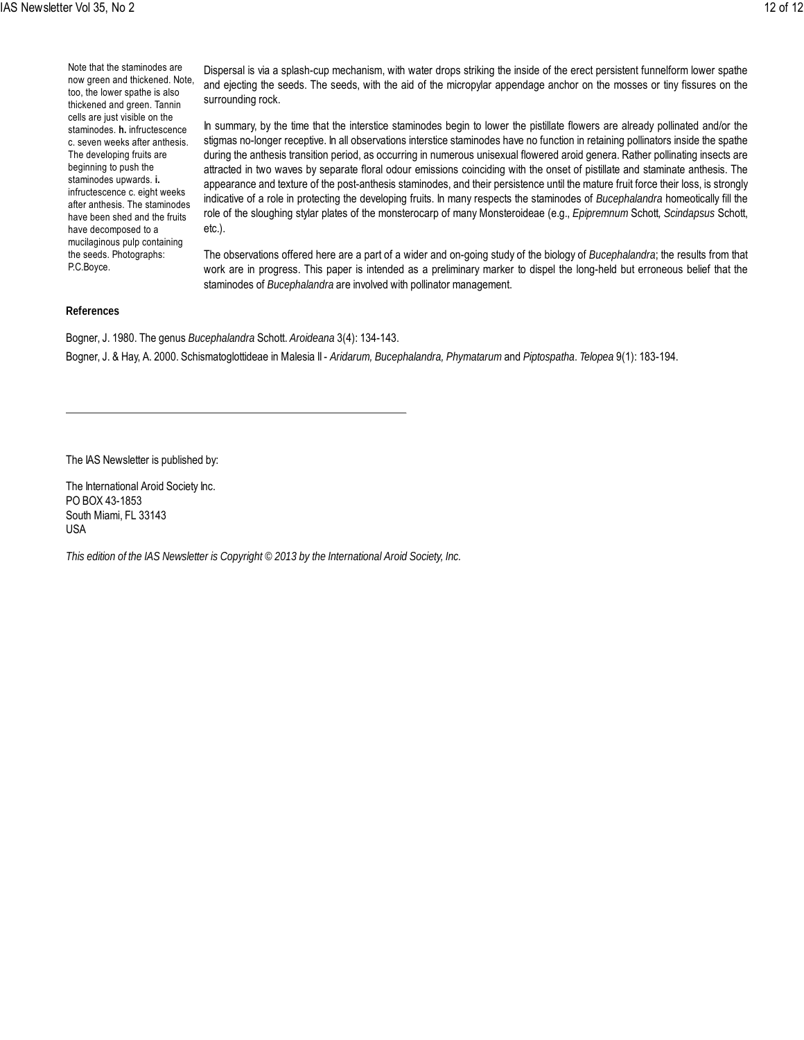Note that the staminodes are now green and thickened. Note, too, the lower spathe is also thickened and green. Tannin cells are just visible on the staminodes. **h.** infructescence c. seven weeks after anthesis. The developing fruits are beginning to push the staminodes upwards. **i.** infructescence c. eight weeks after anthesis. The staminodes have been shed and the fruits have decomposed to a mucilaginous pulp containing the seeds. Photographs: P.C.Boyce.

Dispersal is via a splash-cup mechanism, with water drops striking the inside of the erect persistent funnelform lower spathe and ejecting the seeds. The seeds, with the aid of the micropylar appendage anchor on the mosses or tiny fissures on the surrounding rock.

In summary, by the time that the interstice staminodes begin to lower the pistillate flowers are already pollinated and/or the stigmas no-longer receptive. In all observations interstice staminodes have no function in retaining pollinators inside the spathe during the anthesis transition period, as occurring in numerous unisexual flowered aroid genera. Rather pollinating insects are attracted in two waves by separate floral odour emissions coinciding with the onset of pistillate and staminate anthesis. The appearance and texture of the post-anthesis staminodes, and their persistence until the mature fruit force their loss, is strongly indicative of a role in protecting the developing fruits. In many respects the staminodes of *Bucephalandra* homeotically fill the role of the sloughing stylar plates of the monsterocarp of many Monsteroideae (e.g., *Epipremnum* Schott, *Scindapsus* Schott, etc.).

The observations offered here are a part of a wider and on-going study of the biology of *Bucephalandra*; the results from that work are in progress. This paper is intended as a preliminary marker to dispel the long-held but erroneous belief that the staminodes of *Bucephalandra* are involved with pollinator management.

**References**

Bogner, J. 1980. The genus *Bucephalandra* Schott. *Aroideana* 3(4): 134-143.

Bogner, J. & Hay, A. 2000. Schismatoglottideae in Malesia II - *Aridarum, Bucephalandra, Phymatarum* and *Piptospatha*. *Telopea* 9(1): 183-194.

---

The IAS Newsletter is published by:

The International Aroid Society Inc.
PO BOX 43-1853
South Miami, FL 33143
USA

*This edition of the IAS Newsletter is Copyright © 2013 by the International Aroid Society, Inc.*